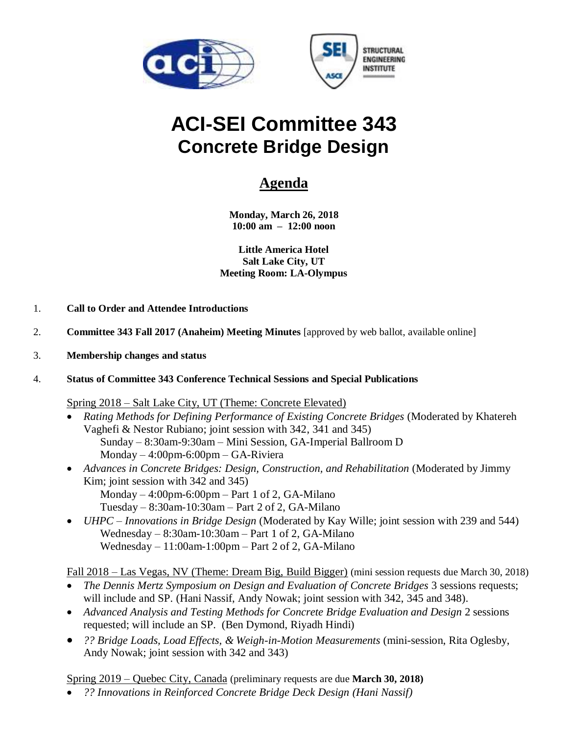# ACI-SEI Committee 343
## Concrete Bridge Design

### Agenda

**Monday, March 26, 2018**
**10:00 am – 12:00 noon**

**Little America Hotel**
**Salt Lake City, UT**
**Meeting Room: LA-Olympus**

1. **Call to Order and Attendee Introductions**

2. **Committee 343 Fall 2017 (Anaheim) Meeting Minutes** [approved by web ballot, available online]

3. **Membership changes and status**

4. **Status of Committee 343 Conference Technical Sessions and Special Publications**

Spring 2018 – Salt Lake City, UT (Theme: Concrete Elevated)

- *Rating Methods for Defining Performance of Existing Concrete Bridges* (Moderated by Khatereh Vaghefi & Nestor Rubiano; joint session with 342, 341 and 345)
  Sunday – 8:30am-9:30am – Mini Session, GA-Imperial Ballroom D
  Monday – 4:00pm-6:00pm – GA-Riviera
- *Advances in Concrete Bridges: Design, Construction, and Rehabilitation* (Moderated by Jimmy Kim; joint session with 342 and 345)
  Monday – 4:00pm-6:00pm – Part 1 of 2, GA-Milano
  Tuesday – 8:30am-10:30am – Part 2 of 2, GA-Milano
- *UHPC – Innovations in Bridge Design* (Moderated by Kay Wille; joint session with 239 and 544)
  Wednesday – 8:30am-10:30am – Part 1 of 2, GA-Milano
  Wednesday – 11:00am-1:00pm – Part 2 of 2, GA-Milano

Fall 2018 – Las Vegas, NV (Theme: Dream Big, Build Bigger) (mini session requests due March 30, 2018)

- *The Dennis Mertz Symposium on Design and Evaluation of Concrete Bridges* 3 sessions requests; will include and SP. (Hani Nassif, Andy Nowak; joint session with 342, 345 and 348).
- *Advanced Analysis and Testing Methods for Concrete Bridge Evaluation and Design* 2 sessions requested; will include an SP. (Ben Dymond, Riyadh Hindi)
- *?? Bridge Loads, Load Effects, & Weigh-in-Motion Measurements* (mini-session, Rita Oglesby, Andy Nowak; joint session with 342 and 343)

Spring 2019 – Quebec City, Canada (preliminary requests are due **March 30, 2018)**

- *?? Innovations in Reinforced Concrete Bridge Deck Design (Hani Nassif)*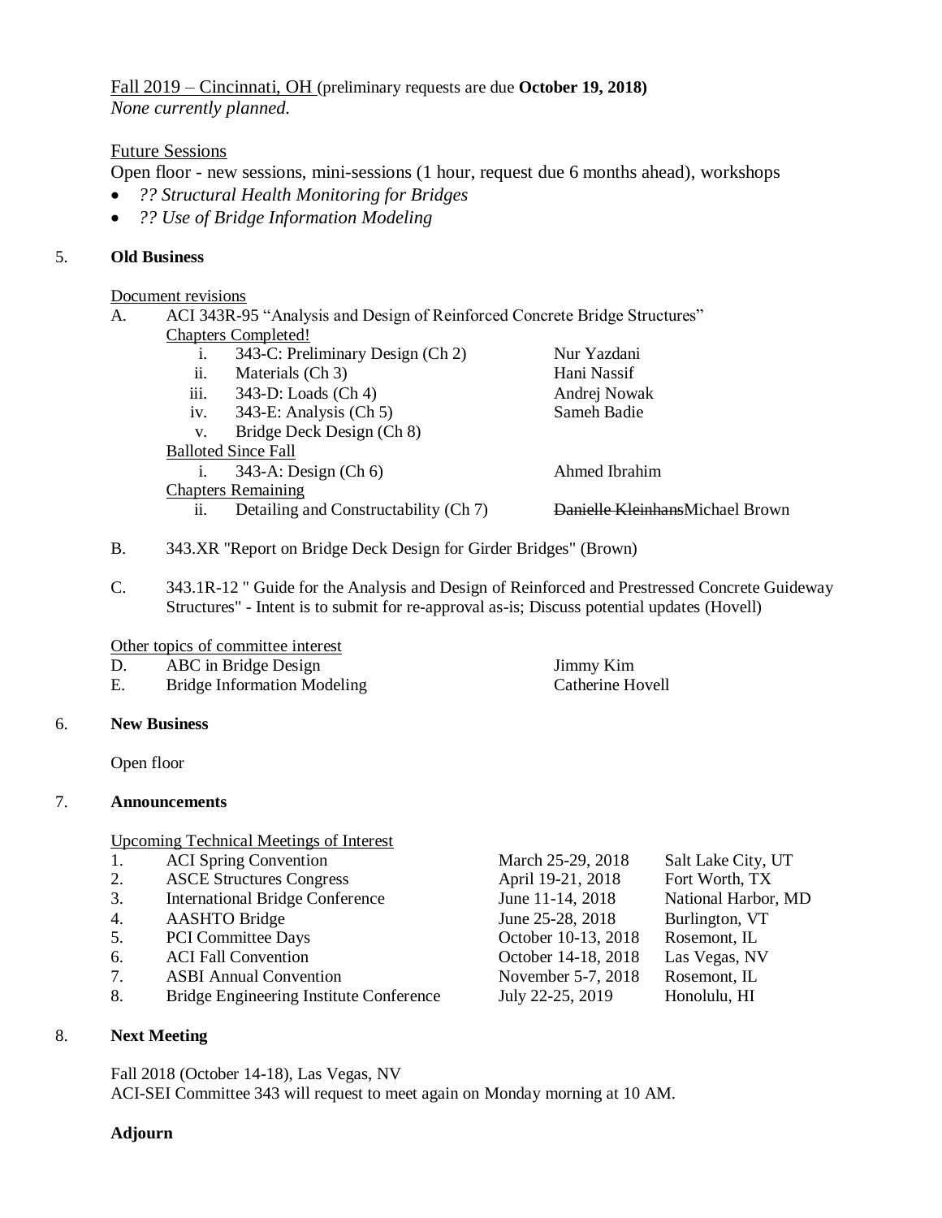Fall 2019 – Cincinnati, OH (preliminary requests are due **October 19, 2018)**
*None currently planned.*

Future Sessions

Open floor - new sessions, mini-sessions (1 hour, request due 6 months ahead), workshops

- *?? Structural Health Monitoring for Bridges*
- *?? Use of Bridge Information Modeling*

5. **Old Business**

Document revisions

A. ACI 343R-95 "Analysis and Design of Reinforced Concrete Bridge Structures"

Chapters Completed!

| | | |
|---|---|---|
| i. | 343-C: Preliminary Design (Ch 2) | Nur Yazdani |
| ii. | Materials (Ch 3) | Hani Nassif |
| iii. | 343-D: Loads (Ch 4) | Andrej Nowak |
| iv. | 343-E: Analysis (Ch 5) | Sameh Badie |
| v. | Bridge Deck Design (Ch 8) | |

Balloted Since Fall

| | | |
|---|---|---|
| i. | 343-A: Design (Ch 6) | Ahmed Ibrahim |

Chapters Remaining

| | | |
|---|---|---|
| ii. | Detailing and Constructability (Ch 7) | ~~Danielle Kleinhans~~Michael Brown |

B. 343.XR "Report on Bridge Deck Design for Girder Bridges" (Brown)

C. 343.1R-12 " Guide for the Analysis and Design of Reinforced and Prestressed Concrete Guideway Structures" - Intent is to submit for re-approval as-is; Discuss potential updates (Hovell)

Other topics of committee interest

| | | |
|---|---|---|
| D. | ABC in Bridge Design | Jimmy Kim |
| E. | Bridge Information Modeling | Catherine Hovell |

6. **New Business**

Open floor

7. **Announcements**

Upcoming Technical Meetings of Interest

| | | | |
|---|---|---|---|
| 1. | ACI Spring Convention | March 25-29, 2018 | Salt Lake City, UT |
| 2. | ASCE Structures Congress | April 19-21, 2018 | Fort Worth, TX |
| 3. | International Bridge Conference | June 11-14, 2018 | National Harbor, MD |
| 4. | AASHTO Bridge | June 25-28, 2018 | Burlington, VT |
| 5. | PCI Committee Days | October 10-13, 2018 | Rosemont, IL |
| 6. | ACI Fall Convention | October 14-18, 2018 | Las Vegas, NV |
| 7. | ASBI Annual Convention | November 5-7, 2018 | Rosemont, IL |
| 8. | Bridge Engineering Institute Conference | July 22-25, 2019 | Honolulu, HI |

8. **Next Meeting**

Fall 2018 (October 14-18), Las Vegas, NV

ACI-SEI Committee 343 will request to meet again on Monday morning at 10 AM.

**Adjourn**